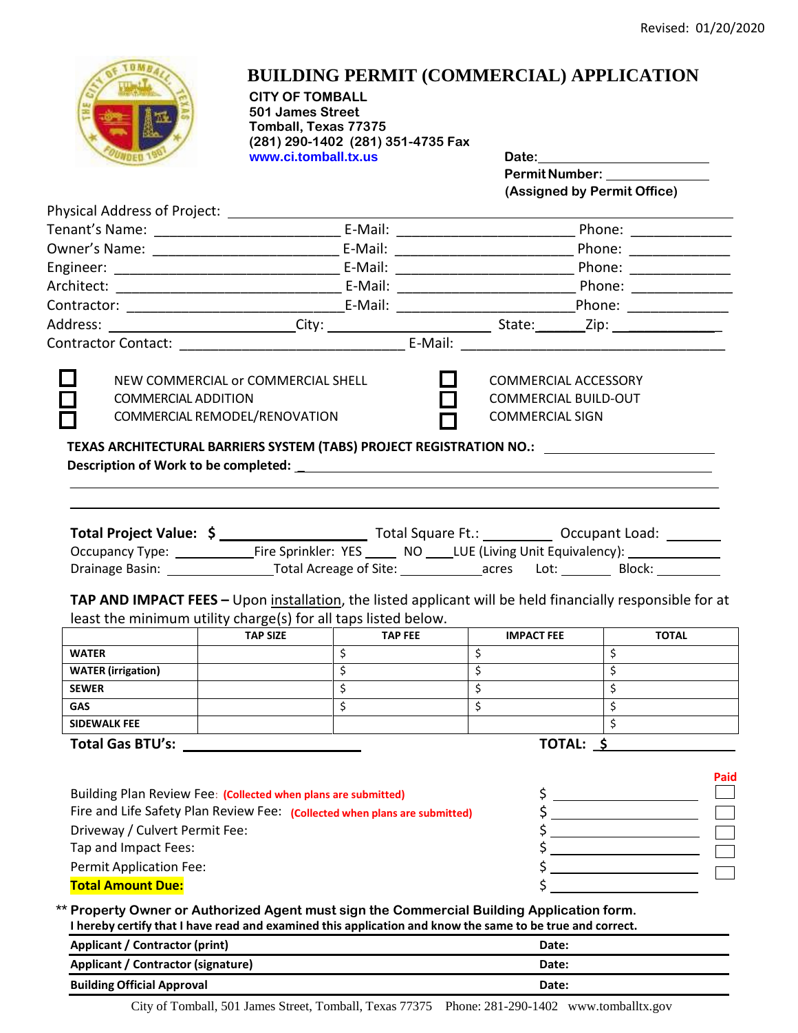Revised: 01/20/2020

# BUILDING PERMIT (COMMERCIAL) APPLICATION

**CITY OF TOMBALL**
**501 James Street**
**Tomball, Texas 77375**
**(281) 290-1402 (281) 351-4735 Fax**
**www.ci.tomball.tx.us**

**Date:** ______________________
**Permit Number:** ______________
**(Assigned by Permit Office)**

Physical Address of Project: ____________________________________________
Tenant's Name: ______________________ E-Mail: ______________________ Phone: ____________
Owner's Name: ______________________ E-Mail: ______________________ Phone: ____________
Engineer: __________________________ E-Mail: ______________________ Phone: ____________
Architect: __________________________ E-Mail: ______________________ Phone: ____________
Contractor: _________________________ E-Mail: ______________________ Phone: ____________
Address: ____________________ City: ____________________ State: ______ Zip: ____________
Contractor Contact: ____________________________ E-Mail: ______________________________

- ☐ NEW COMMERCIAL or COMMERCIAL SHELL
- ☐ COMMERCIAL ADDITION
- ☐ COMMERCIAL REMODEL/RENOVATION
- ☐ COMMERCIAL ACCESSORY
- ☐ COMMERCIAL BUILD-OUT
- ☐ COMMERCIAL SIGN

**TEXAS ARCHITECTURAL BARRIERS SYSTEM (TABS) PROJECT REGISTRATION NO.:** ______________________
**Description of Work to be completed:** _______________________________________________
_______________________________________________________________________________
_______________________________________________________________________________

**Total Project Value: $** __________________ Total Square Ft.: _________ Occupant Load: _______
Occupancy Type: ___________ Fire Sprinkler: YES ____ NO ____ LUE (Living Unit Equivalency): ____________
Drainage Basin: ______________ Total Acreage of Site: ___________ acres Lot: _______ Block: _________

**TAP AND IMPACT FEES –** Upon installation, the listed applicant will be held financially responsible for at least the minimum utility charge(s) for all taps listed below.

| | TAP SIZE | TAP FEE | IMPACT FEE | TOTAL |
|---|---|---|---|---|
| **WATER** | | $ | $ | $ |
| **WATER (irrigation)** | | $ | $ | $ |
| **SEWER** | | $ | $ | $ |
| **GAS** | | $ | $ | $ |
| **SIDEWALK FEE** | | | | $ |

**Total Gas BTU's:** ______________________ **TOTAL: $** ________________

| | | Paid |
|---|---|---|
| Building Plan Review Fee: **(Collected when plans are submitted)** | $ ________________ | ☐ |
| Fire and Life Safety Plan Review Fee: **(Collected when plans are submitted)** | $ ________________ | ☐ |
| Driveway / Culvert Permit Fee: | $ ________________ | ☐ |
| Tap and Impact Fees: | $ ________________ | ☐ |
| Permit Application Fee: | $ ________________ | ☐ |
| **Total Amount Due:** | $ ________________ | |

** **Property Owner or Authorized Agent must sign the Commercial Building Application form.**
**I hereby certify that I have read and examined this application and know the same to be true and correct.**

| | |
|---|---|
| **Applicant / Contractor (print)** | **Date:** |
| **Applicant / Contractor (signature)** | **Date:** |
| **Building Official Approval** | **Date:** |

City of Tomball, 501 James Street, Tomball, Texas 77375 Phone: 281-290-1402 www.tomballtx.gov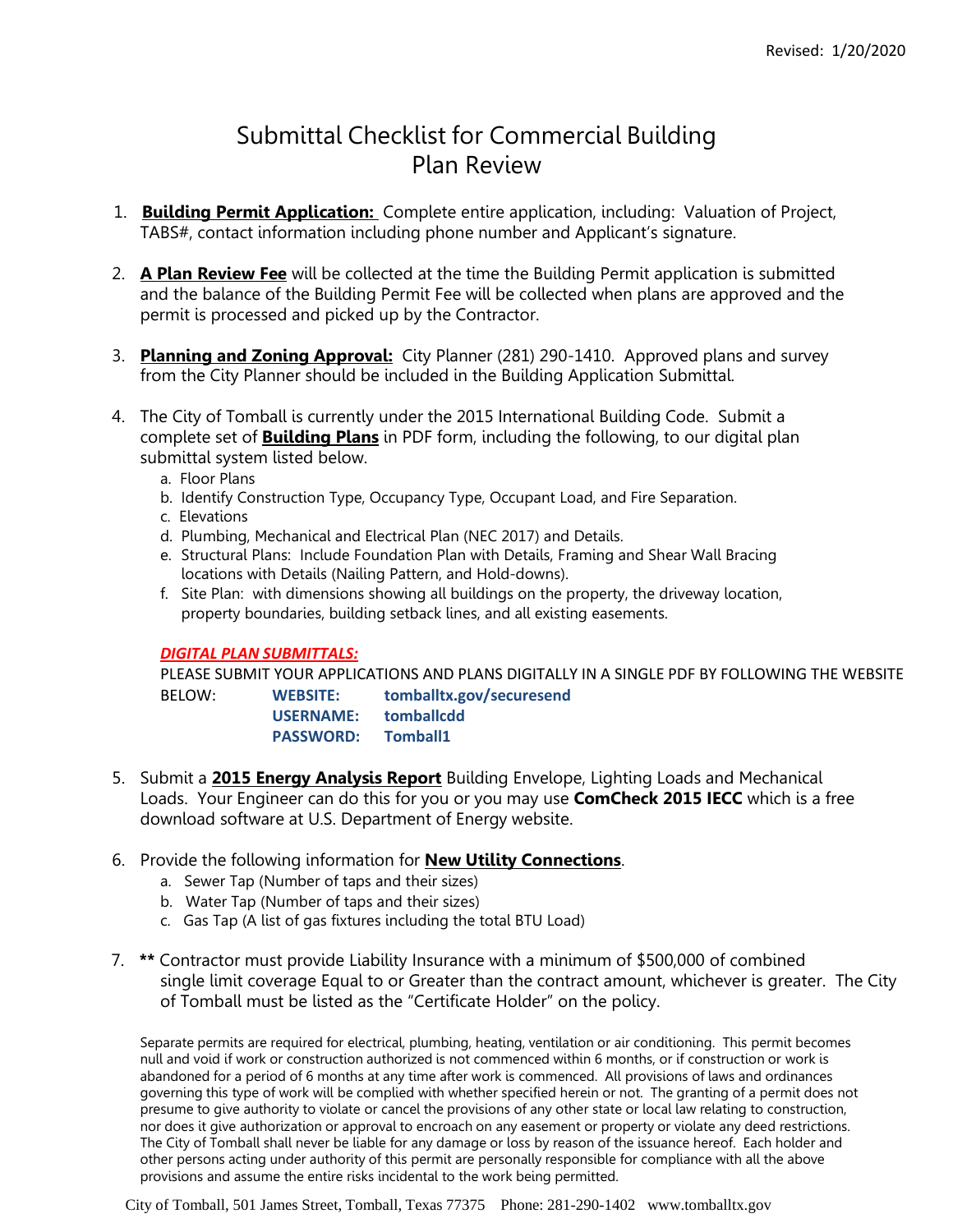Revised: 1/20/2020

# Submittal Checklist for Commercial Building Plan Review

1. **Building Permit Application:** Complete entire application, including: Valuation of Project, TABS#, contact information including phone number and Applicant's signature.

2. **A Plan Review Fee** will be collected at the time the Building Permit application is submitted and the balance of the Building Permit Fee will be collected when plans are approved and the permit is processed and picked up by the Contractor.

3. **Planning and Zoning Approval:** City Planner (281) 290-1410. Approved plans and survey from the City Planner should be included in the Building Application Submittal.

4. The City of Tomball is currently under the 2015 International Building Code. Submit a complete set of **Building Plans** in PDF form, including the following, to our digital plan submittal system listed below.
   a. Floor Plans
   b. Identify Construction Type, Occupancy Type, Occupant Load, and Fire Separation.
   c. Elevations
   d. Plumbing, Mechanical and Electrical Plan (NEC 2017) and Details.
   e. Structural Plans: Include Foundation Plan with Details, Framing and Shear Wall Bracing locations with Details (Nailing Pattern, and Hold-downs).
   f. Site Plan: with dimensions showing all buildings on the property, the driveway location, property boundaries, building setback lines, and all existing easements.

   ***DIGITAL PLAN SUBMITTALS:***

   PLEASE SUBMIT YOUR APPLICATIONS AND PLANS DIGITALLY IN A SINGLE PDF BY FOLLOWING THE WEBSITE BELOW:

   **WEBSITE:** **tomballtx.gov/securesend**
   **USERNAME:** **tomballcdd**
   **PASSWORD:** **Tomball1**

5. Submit a **2015 Energy Analysis Report** Building Envelope, Lighting Loads and Mechanical Loads. Your Engineer can do this for you or you may use **ComCheck 2015 IECC** which is a free download software at U.S. Department of Energy website.

6. Provide the following information for **New Utility Connections**.
   a. Sewer Tap (Number of taps and their sizes)
   b. Water Tap (Number of taps and their sizes)
   c. Gas Tap (A list of gas fixtures including the total BTU Load)

7. **\*\*** Contractor must provide Liability Insurance with a minimum of $500,000 of combined single limit coverage Equal to or Greater than the contract amount, whichever is greater. The City of Tomball must be listed as the "Certificate Holder" on the policy.

Separate permits are required for electrical, plumbing, heating, ventilation or air conditioning. This permit becomes null and void if work or construction authorized is not commenced within 6 months, or if construction or work is abandoned for a period of 6 months at any time after work is commenced. All provisions of laws and ordinances governing this type of work will be complied with whether specified herein or not. The granting of a permit does not presume to give authority to violate or cancel the provisions of any other state or local law relating to construction, nor does it give authorization or approval to encroach on any easement or property or violate any deed restrictions. The City of Tomball shall never be liable for any damage or loss by reason of the issuance hereof. Each holder and other persons acting under authority of this permit are personally responsible for compliance with all the above provisions and assume the entire risks incidental to the work being permitted.

City of Tomball, 501 James Street, Tomball, Texas 77375 Phone: 281-290-1402 www.tomballtx.gov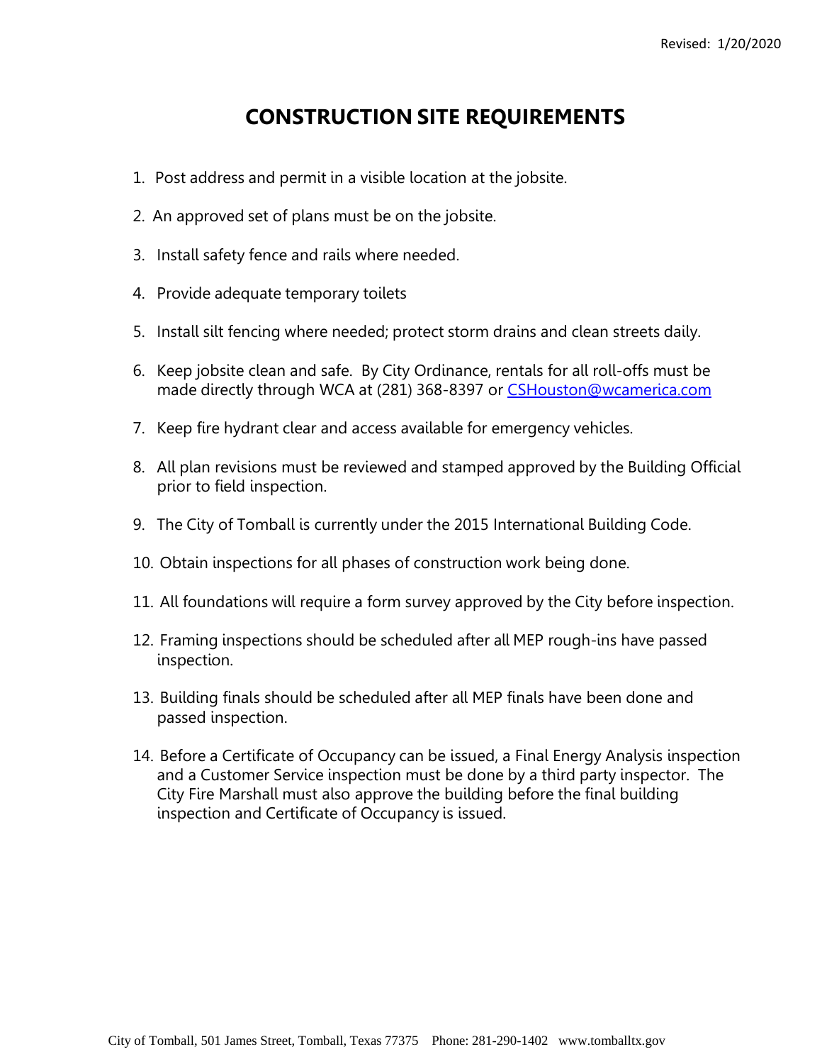Revised: 1/20/2020

# CONSTRUCTION SITE REQUIREMENTS

1. Post address and permit in a visible location at the jobsite.
2. An approved set of plans must be on the jobsite.
3. Install safety fence and rails where needed.
4. Provide adequate temporary toilets
5. Install silt fencing where needed; protect storm drains and clean streets daily.
6. Keep jobsite clean and safe. By City Ordinance, rentals for all roll-offs must be made directly through WCA at (281) 368-8397 or CSHouston@wcamerica.com
7. Keep fire hydrant clear and access available for emergency vehicles.
8. All plan revisions must be reviewed and stamped approved by the Building Official prior to field inspection.
9. The City of Tomball is currently under the 2015 International Building Code.
10. Obtain inspections for all phases of construction work being done.
11. All foundations will require a form survey approved by the City before inspection.
12. Framing inspections should be scheduled after all MEP rough-ins have passed inspection.
13. Building finals should be scheduled after all MEP finals have been done and passed inspection.
14. Before a Certificate of Occupancy can be issued, a Final Energy Analysis inspection and a Customer Service inspection must be done by a third party inspector. The City Fire Marshall must also approve the building before the final building inspection and Certificate of Occupancy is issued.

City of Tomball, 501 James Street, Tomball, Texas 77375 Phone: 281-290-1402 www.tomballtx.gov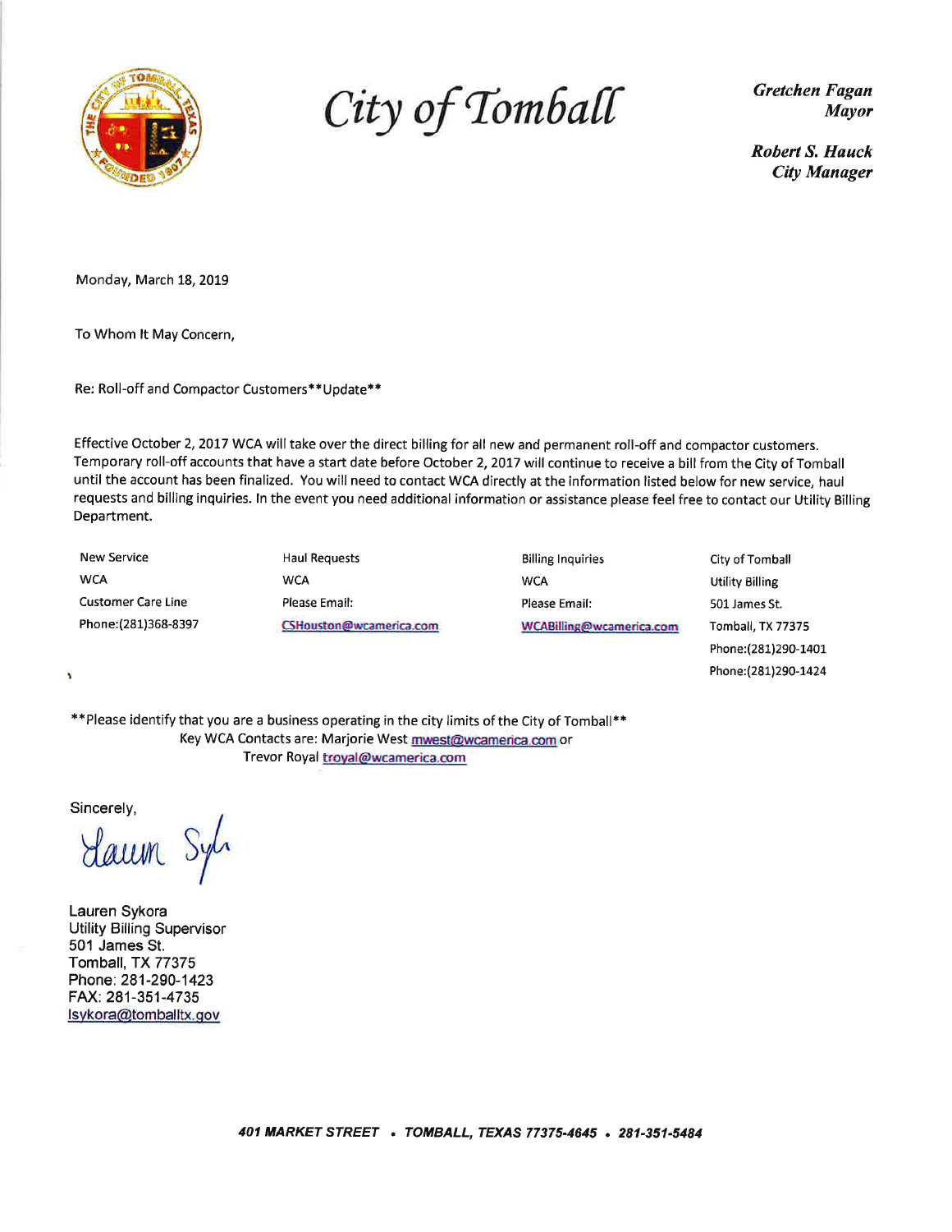# City of Tomball

*Gretchen Fagan*
*Mayor*

*Robert S. Hauck*
*City Manager*

Monday, March 18, 2019

To Whom It May Concern,

Re: Roll-off and Compactor Customers**Update**

Effective October 2, 2017 WCA will take over the direct billing for all new and permanent roll-off and compactor customers. Temporary roll-off accounts that have a start date before October 2, 2017 will continue to receive a bill from the City of Tomball until the account has been finalized. You will need to contact WCA directly at the information listed below for new service, haul requests and billing inquiries. In the event you need additional information or assistance please feel free to contact our Utility Billing Department.

| New Service | Haul Requests | Billing Inquiries | City of Tomball |
|---|---|---|---|
| WCA | WCA | WCA | Utility Billing |
| Customer Care Line | Please Email: | Please Email: | 501 James St. |
| Phone:(281)368-8397 | CSHouston@wcamerica.com | WCABilling@wcamerica.com | Tomball, TX 77375 |
| | | | Phone:(281)290-1401 |
| | | | Phone:(281)290-1424 |

**Please identify that you are a business operating in the city limits of the City of Tomball**
Key WCA Contacts are: Marjorie West mwest@wcamerica.com or
Trevor Royal troyal@wcamerica.com

Sincerely,

Lauren Sykora
Utility Billing Supervisor
501 James St.
Tomball, TX 77375
Phone: 281-290-1423
FAX: 281-351-4735
lsykora@tomballtx.gov

**401 MARKET STREET • TOMBALL, TEXAS 77375-4645 • 281-351-5484**